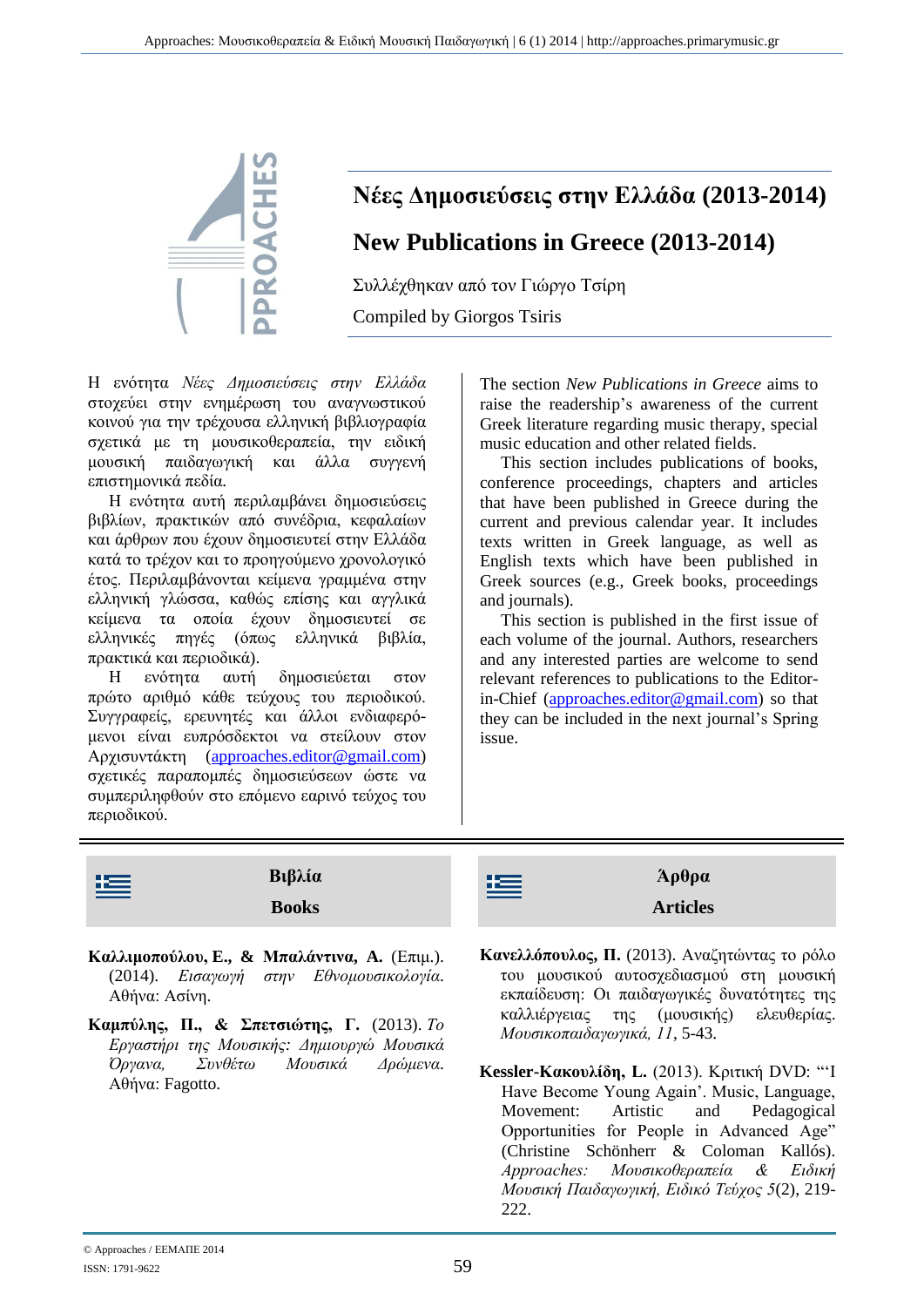# Νέες Δημοσιεύσεις στην Ελλάδα (2013-2014)

# New Publications in Greece (2013-2014)

Συλλέχθηκαν από τον Γιώργο Τσίρη

Compiled by Giorgos Tsiris

Η ενότητα *Νέες Δημοσιεύσεις στην Ελλάδα* στοχεύει στην ενημέρωση του αναγνωστικού κοινού για την τρέχουσα ελληνική βιβλιογραφία σχετικά με τη μουσικοθεραπεία, την ειδική μουσική παιδαγωγική και άλλα συγγενή επιστημονικά πεδία.

Η ενότητα αυτή περιλαμβάνει δημοσιεύσεις βιβλίων, πρακτικών από συνέδρια, κεφαλαίων και άρθρων που έχουν δημοσιευτεί στην Ελλάδα κατά το τρέχον και το προηγούμενο χρονολογικό έτος. Περιλαμβάνονται κείμενα γραμμένα στην ελληνική γλώσσα, καθώς επίσης και αγγλικά κείμενα τα οποία έχουν δημοσιευτεί σε ελληνικές πηγές (όπως ελληνικά βιβλία, πρακτικά και περιοδικά).

Η ενότητα αυτή δημοσιεύεται στον πρώτο αριθμό κάθε τεύχους του περιοδικού. Συγγραφείς, ερευνητές και άλλοι ενδιαφερόμενοι είναι ευπρόσδεκτοι να στείλουν στον Αρχισυντάκτη (approaches.editor@gmail.com) σχετικές παραπομπές δημοσιεύσεων ώστε να συμπεριληφθούν στο επόμενο εαρινό τεύχος του περιοδικού.

The section *New Publications in Greece* aims to raise the readership's awareness of the current Greek literature regarding music therapy, special music education and other related fields.

This section includes publications of books, conference proceedings, chapters and articles that have been published in Greece during the current and previous calendar year. It includes texts written in Greek language, as well as English texts which have been published in Greek sources (e.g., Greek books, proceedings and journals).

This section is published in the first issue of each volume of the journal. Authors, researchers and any interested parties are welcome to send relevant references to publications to the Editor-in-Chief (approaches.editor@gmail.com) so that they can be included in the next journal's Spring issue.

## Βιβλία / Books

**Καλλιμοπούλου, Ε., & Μπαλάντινα, Α.** (Επιμ.). (2014). *Εισαγωγή στην Εθνομουσικολογία*. Αθήνα: Ασίνη.

**Καμπύλης, Π., & Σπετσιώτης, Γ.** (2013). *Το Εργαστήρι της Μουσικής: Δημιουργώ Μουσικά Όργανα, Συνθέτω Μουσικά Δρώμενα*. Αθήνα: Fagotto.

## Άρθρα / Articles

**Κανελλόπουλος, Π.** (2013). Αναζητώντας το ρόλο του μουσικού αυτοσχεδιασμού στη μουσική εκπαίδευση: Οι παιδαγωγικές δυνατότητες της καλλιέργειας της (μουσικής) ελευθερίας. *Μουσικοπαιδαγωγικά, 11*, 5-43.

**Kessler-Κακουλίδη, L.** (2013). Κριτική DVD: "'I Have Become Young Again'. Music, Language, Movement: Artistic and Pedagogical Opportunities for People in Advanced Age" (Christine Schönherr & Coloman Kallós). *Approaches: Μουσικοθεραπεία & Ειδική Μουσική Παιδαγωγική, Ειδικό Τεύχος 5*(2), 219-222.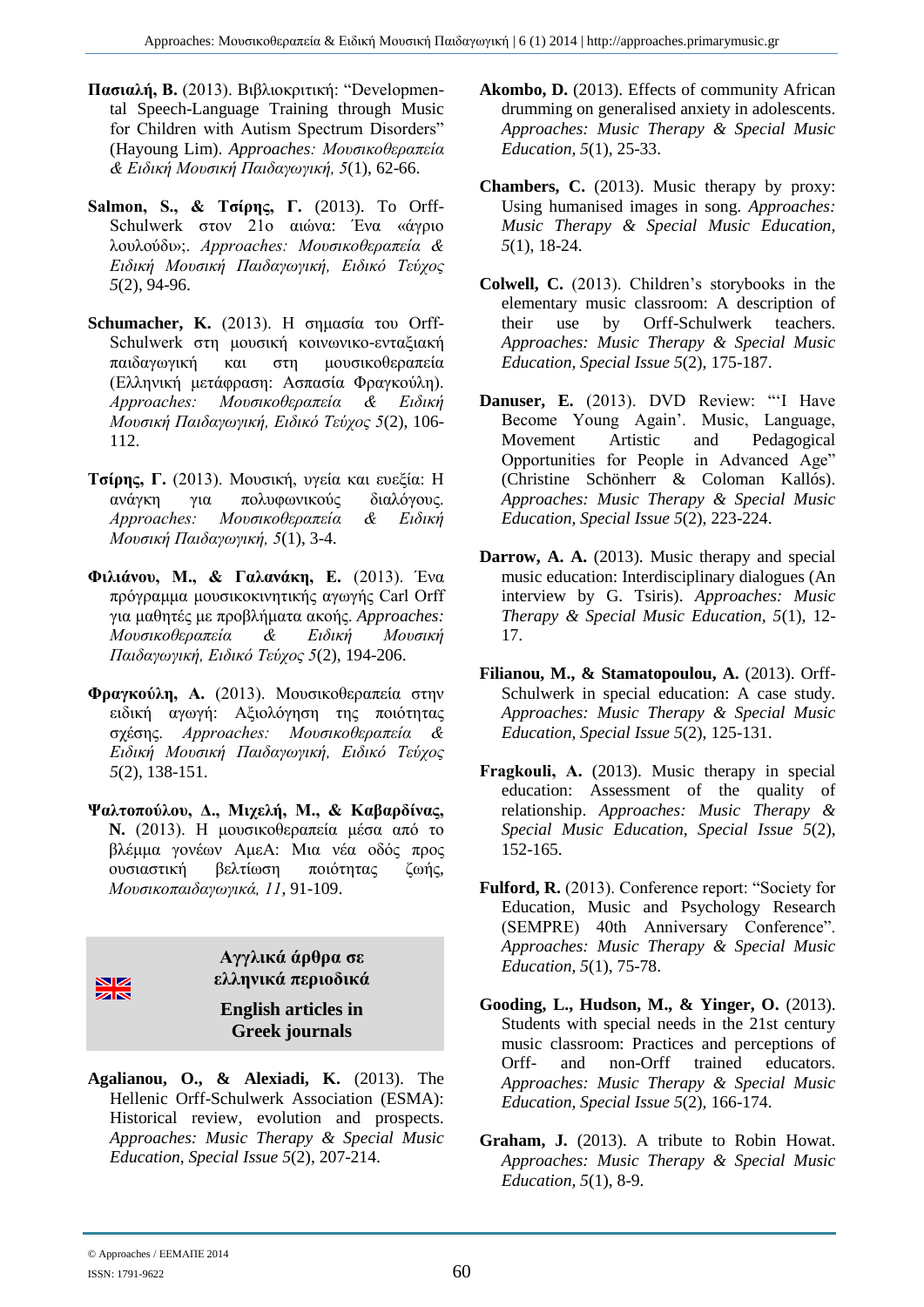**Πασιαλή, Β.** (2013). Βιβλιοκριτική: "Developmental Speech-Language Training through Music for Children with Autism Spectrum Disorders" (Hayoung Lim). *Approaches: Μουσικοθεραπεία & Ειδική Μουσική Παιδαγωγική, 5*(1), 62-66.

**Salmon, S., & Τσίρης, Γ.** (2013). Το Orff-Schulwerk στον 21ο αιώνα: Ένα «άγριο λουλούδι»;. *Approaches: Μουσικοθεραπεία & Ειδική Μουσική Παιδαγωγική, Ειδικό Τεύχος 5*(2), 94-96.

**Schumacher, K.** (2013). Η σημασία του Orff-Schulwerk στη μουσική κοινωνικο-ενταξιακή παιδαγωγική και στη μουσικοθεραπεία (Ελληνική μετάφραση: Ασπασία Φραγκούλη). *Approaches: Μουσικοθεραπεία & Ειδική Μουσική Παιδαγωγική, Ειδικό Τεύχος 5*(2), 106-112.

**Τσίρης, Γ.** (2013). Μουσική, υγεία και ευεξία: Η ανάγκη για πολυφωνικούς διαλόγους. *Approaches: Μουσικοθεραπεία & Ειδική Μουσική Παιδαγωγική, 5*(1), 3-4.

**Φιλιάνου, Μ., & Γαλανάκη, Ε.** (2013). Ένα πρόγραμμα μουσικοκινητικής αγωγής Carl Orff για μαθητές με προβλήματα ακοής. *Approaches: Μουσικοθεραπεία & Ειδική Μουσική Παιδαγωγική, Ειδικό Τεύχος 5*(2), 194-206.

**Φραγκούλη, Α.** (2013). Μουσικοθεραπεία στην ειδική αγωγή: Αξιολόγηση της ποιότητας σχέσης. *Approaches: Μουσικοθεραπεία & Ειδική Μουσική Παιδαγωγική, Ειδικό Τεύχος 5*(2), 138-151.

**Ψαλτοπούλου, Δ., Μιχελή, Μ., & Καβαρδίνας, Ν.** (2013). Η μουσικοθεραπεία μέσα από το βλέμμα γονέων ΑμεΑ: Μια νέα οδός προς ουσιαστική βελτίωση ποιότητας ζωής, *Μουσικοπαιδαγωγικά, 11*, 91-109.

## Αγγλικά άρθρα σε ελληνικά περιοδικά

## English articles in Greek journals

**Agalianou, O., & Alexiadi, K.** (2013). The Hellenic Orff-Schulwerk Association (ESMA): Historical review, evolution and prospects. *Approaches: Music Therapy & Special Music Education, Special Issue 5*(2), 207-214.

**Akombo, D.** (2013). Effects of community African drumming on generalised anxiety in adolescents. *Approaches: Music Therapy & Special Music Education, 5*(1), 25-33.

**Chambers, C.** (2013). Music therapy by proxy: Using humanised images in song. *Approaches: Music Therapy & Special Music Education, 5*(1), 18-24.

**Colwell, C.** (2013). Children's storybooks in the elementary music classroom: A description of their use by Orff-Schulwerk teachers. *Approaches: Music Therapy & Special Music Education, Special Issue 5*(2), 175-187.

**Danuser, E.** (2013). DVD Review: "'I Have Become Young Again'. Music, Language, Movement Artistic and Pedagogical Opportunities for People in Advanced Age" (Christine Schönherr & Coloman Kallós). *Approaches: Music Therapy & Special Music Education, Special Issue 5*(2), 223-224.

**Darrow, A. A.** (2013). Music therapy and special music education: Interdisciplinary dialogues (An interview by G. Tsiris). *Approaches: Music Therapy & Special Music Education, 5*(1), 12-17.

**Filianou, M., & Stamatopoulou, A.** (2013). Orff-Schulwerk in special education: A case study. *Approaches: Music Therapy & Special Music Education, Special Issue 5*(2), 125-131.

**Fragkouli, A.** (2013). Music therapy in special education: Assessment of the quality of relationship. *Approaches: Music Therapy & Special Music Education, Special Issue 5*(2), 152-165.

**Fulford, R.** (2013). Conference report: "Society for Education, Music and Psychology Research (SEMPRE) 40th Anniversary Conference". *Approaches: Music Therapy & Special Music Education, 5*(1), 75-78.

**Gooding, L., Hudson, M., & Yinger, O.** (2013). Students with special needs in the 21st century music classroom: Practices and perceptions of Orff- and non-Orff trained educators. *Approaches: Music Therapy & Special Music Education, Special Issue 5*(2), 166-174.

**Graham, J.** (2013). A tribute to Robin Howat. *Approaches: Music Therapy & Special Music Education, 5*(1), 8-9.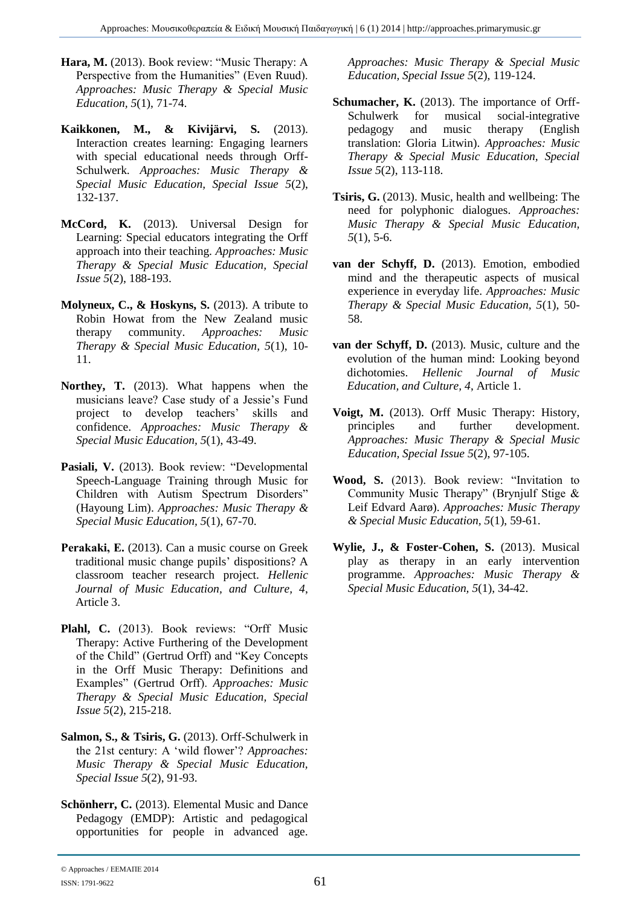**Hara, M.** (2013). Book review: "Music Therapy: A Perspective from the Humanities" (Even Ruud). *Approaches: Music Therapy & Special Music Education, 5*(1), 71-74.

**Kaikkonen, M., & Kivijärvi, S.** (2013). Interaction creates learning: Engaging learners with special educational needs through Orff-Schulwerk. *Approaches: Music Therapy & Special Music Education, Special Issue 5*(2), 132-137.

**McCord, K.** (2013). Universal Design for Learning: Special educators integrating the Orff approach into their teaching. *Approaches: Music Therapy & Special Music Education, Special Issue 5*(2), 188-193.

**Molyneux, C., & Hoskyns, S.** (2013). A tribute to Robin Howat from the New Zealand music therapy community. *Approaches: Music Therapy & Special Music Education, 5*(1), 10-11.

**Northey, T.** (2013). What happens when the musicians leave? Case study of a Jessie's Fund project to develop teachers' skills and confidence. *Approaches: Music Therapy & Special Music Education, 5*(1), 43-49.

**Pasiali, V.** (2013). Book review: "Developmental Speech-Language Training through Music for Children with Autism Spectrum Disorders" (Hayoung Lim). *Approaches: Music Therapy & Special Music Education, 5*(1), 67-70.

**Perakaki, E.** (2013). Can a music course on Greek traditional music change pupils' dispositions? A classroom teacher research project. *Hellenic Journal of Music Education, and Culture, 4*, Article 3.

**Plahl, C.** (2013). Book reviews: "Orff Music Therapy: Active Furthering of the Development of the Child" (Gertrud Orff) and "Key Concepts in the Orff Music Therapy: Definitions and Examples" (Gertrud Orff). *Approaches: Music Therapy & Special Music Education, Special Issue 5*(2), 215-218.

**Salmon, S., & Tsiris, G.** (2013). Orff-Schulwerk in the 21st century: A 'wild flower'? *Approaches: Music Therapy & Special Music Education, Special Issue 5*(2), 91-93.

**Schönherr, C.** (2013). Elemental Music and Dance Pedagogy (EMDP): Artistic and pedagogical opportunities for people in advanced age. *Approaches: Music Therapy & Special Music Education, Special Issue 5*(2), 119-124.

**Schumacher, K.** (2013). The importance of Orff-Schulwerk for musical social-integrative pedagogy and music therapy (English translation: Gloria Litwin). *Approaches: Music Therapy & Special Music Education, Special Issue 5*(2), 113-118.

**Tsiris, G.** (2013). Music, health and wellbeing: The need for polyphonic dialogues. *Approaches: Music Therapy & Special Music Education, 5*(1), 5-6.

**van der Schyff, D.** (2013). Emotion, embodied mind and the therapeutic aspects of musical experience in everyday life. *Approaches: Music Therapy & Special Music Education, 5*(1), 50-58.

**van der Schyff, D.** (2013). Music, culture and the evolution of the human mind: Looking beyond dichotomies. *Hellenic Journal of Music Education, and Culture, 4*, Article 1.

**Voigt, M.** (2013). Orff Music Therapy: History, principles and further development. *Approaches: Music Therapy & Special Music Education, Special Issue 5*(2), 97-105.

**Wood, S.** (2013). Book review: "Invitation to Community Music Therapy" (Brynjulf Stige & Leif Edvard Aarø). *Approaches: Music Therapy & Special Music Education, 5*(1), 59-61.

**Wylie, J., & Foster-Cohen, S.** (2013). Musical play as therapy in an early intervention programme. *Approaches: Music Therapy & Special Music Education, 5*(1), 34-42.